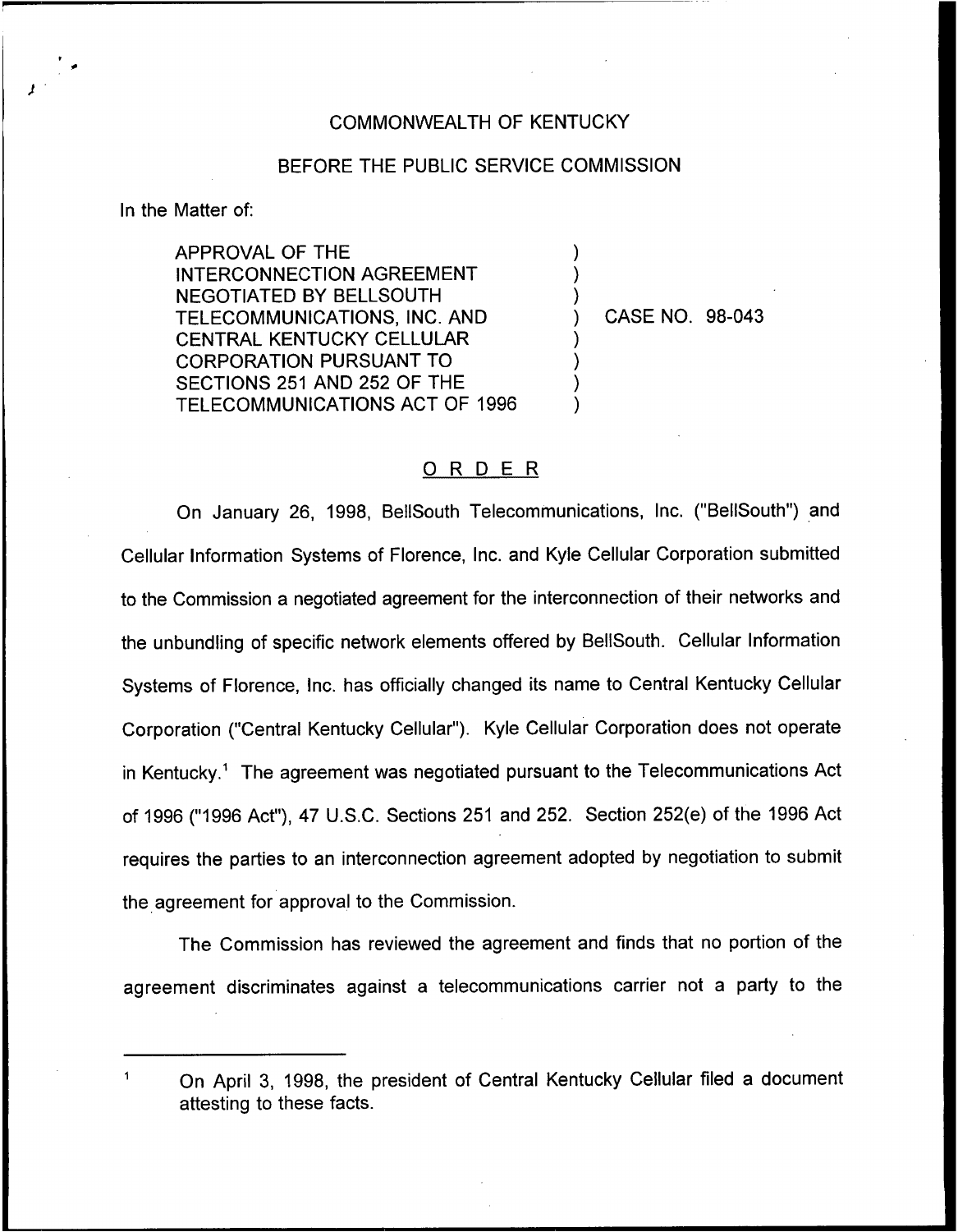COMMONWEALTH OF KENTUCKY

BEFORE THE PUBLIC SERVICE COMMISSION

In the Matter of:

APPROVAL OF THE INTERCONNECTION AGREEMENT NEGOTIATED BY BELLSOUTH TELECOMMUNICATIONS, INC. AND CENTRAL KENTUCKY CELLULAR CORPORATION PURSUANT TO SECTIONS 251 AND 252 OF THE TELECOMMUNICATIONS ACT OF 1996 ) CASE NO. 98-043

## ORDER

On January 26, 1998, BellSouth Telecommunications, Inc. ("BellSouth") and Cellular Information Systems of Florence, Inc. and Kyle Cellular Corporation submitted to the Commission a negotiated agreement for the interconnection of their networks and the unbundling of specific network elements offered by BellSouth. Cellular Information Systems of Florence, Inc. has officially changed its name to Central Kentucky Cellular Corporation ("Central Kentucky Cellular"). Kyle Cellular Corporation does not operate in Kentucky.[1] The agreement was negotiated pursuant to the Telecommunications Act of 1996 ("1996 Act"), 47 U.S.C. Sections 251 and 252. Section 252(e) of the 1996 Act requires the parties to an interconnection agreement adopted by negotiation to submit the agreement for approval to the Commission.

The Commission has reviewed the agreement and finds that no portion of the agreement discriminates against a telecommunications carrier not a party to the

[1] On April 3, 1998, the president of Central Kentucky Cellular filed a document attesting to these facts.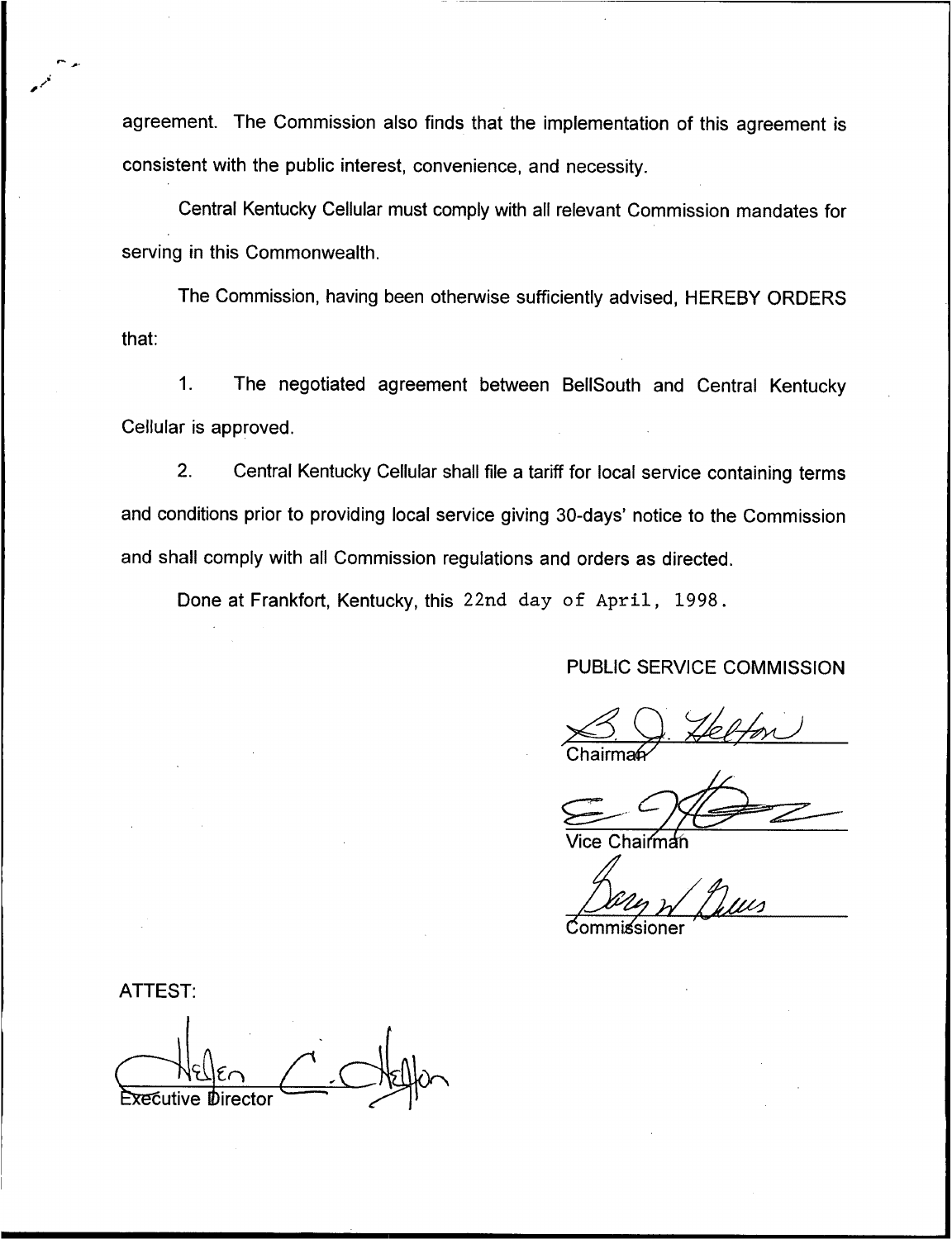agreement. The Commission also finds that the implementation of this agreement is consistent with the public interest, convenience, and necessity.

Central Kentucky Cellular must comply with all relevant Commission mandates for serving in this Commonwealth.

The Commission, having been otherwise sufficiently advised, HEREBY ORDERS that:

1. The negotiated agreement between BellSouth and Central Kentucky Cellular is approved.

2. Central Kentucky Cellular shall file a tariff for local service containing terms and conditions prior to providing local service giving 30-days' notice to the Commission and shall comply with all Commission regulations and orders as directed.

Done at Frankfort, Kentucky, this 22nd day of April, 1998.

PUBLIC SERVICE COMMISSION

Chairman

Vice Chairman

Commissioner

ATTEST:

Executive Director